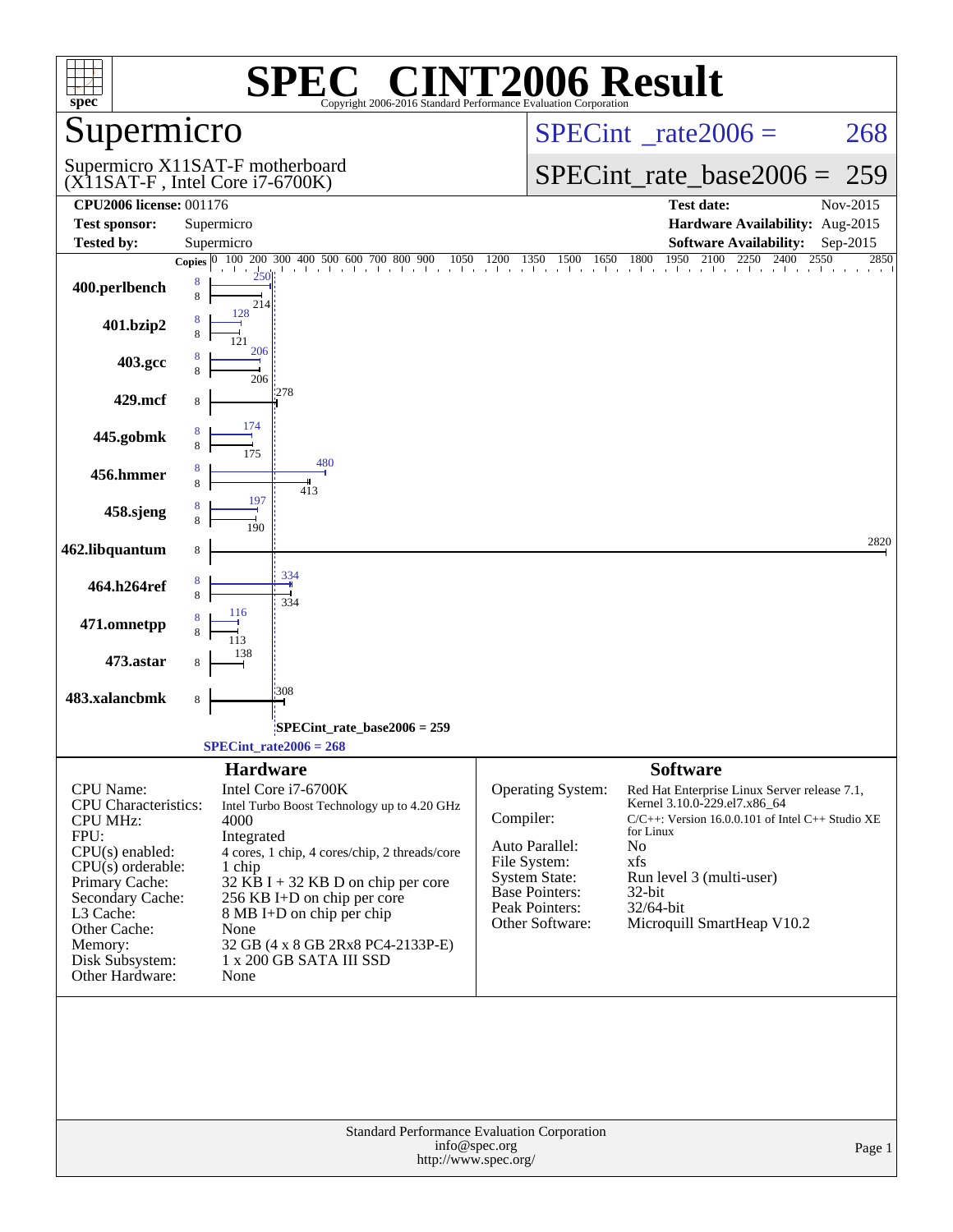# SPEC CINT2006 Result

Copyright 2006-2016 Standard Performance Evaluation Corporation

## Supermicro

Supermicro X11SAT-F motherboard
(X11SAT-F , Intel Core i7-6700K)

SPECint_rate2006 = 268

SPECint_rate_base2006 = 259

| | | | |
|---|---|---|---|
| **CPU2006 license:** | 001176 | **Test date:** | Nov-2015 |
| **Test sponsor:** | Supermicro | **Hardware Availability:** | Aug-2015 |
| **Tested by:** | Supermicro | **Software Availability:** | Sep-2015 |

| Benchmark | Copies (peak) | Copies (base) | Peak | Base |
|---|---|---|---|---|
| 400.perlbench | 8 | 8 | 250 | 214 |
| 401.bzip2 | 8 | 8 | 128 | 121 |
| 403.gcc | 8 | 8 | 206 | 206 |
| 429.mcf | | 8 | | 278 |
| 445.gobmk | 8 | 8 | 174 | 175 |
| 456.hmmer | 8 | 8 | 480 | 413 |
| 458.sjeng | 8 | 8 | 197 | 190 |
| 462.libquantum | | 8 | | 2820 |
| 464.h264ref | 8 | 8 | 334 | 334 |
| 471.omnetpp | 8 | 8 | 116 | 113 |
| 473.astar | | 8 | | 138 |
| 483.xalancbmk | | 8 | | 308 |

SPECint_rate_base2006 = 259

SPECint_rate2006 = 268

## Hardware

| | |
|---|---|
| CPU Name: | Intel Core i7-6700K |
| CPU Characteristics: | Intel Turbo Boost Technology up to 4.20 GHz |
| CPU MHz: | 4000 |
| FPU: | Integrated |
| CPU(s) enabled: | 4 cores, 1 chip, 4 cores/chip, 2 threads/core |
| CPU(s) orderable: | 1 chip |
| Primary Cache: | 32 KB I + 32 KB D on chip per core |
| Secondary Cache: | 256 KB I+D on chip per core |
| L3 Cache: | 8 MB I+D on chip per chip |
| Other Cache: | None |
| Memory: | 32 GB (4 x 8 GB 2Rx8 PC4-2133P-E) |
| Disk Subsystem: | 1 x 200 GB SATA III SSD |
| Other Hardware: | None |

## Software

| | |
|---|---|
| Operating System: | Red Hat Enterprise Linux Server release 7.1, Kernel 3.10.0-229.el7.x86_64 |
| Compiler: | C/C++: Version 16.0.0.101 of Intel C++ Studio XE for Linux |
| Auto Parallel: | No |
| File System: | xfs |
| System State: | Run level 3 (multi-user) |
| Base Pointers: | 32-bit |
| Peak Pointers: | 32/64-bit |
| Other Software: | Microquill SmartHeap V10.2 |

Standard Performance Evaluation Corporation
info@spec.org
http://www.spec.org/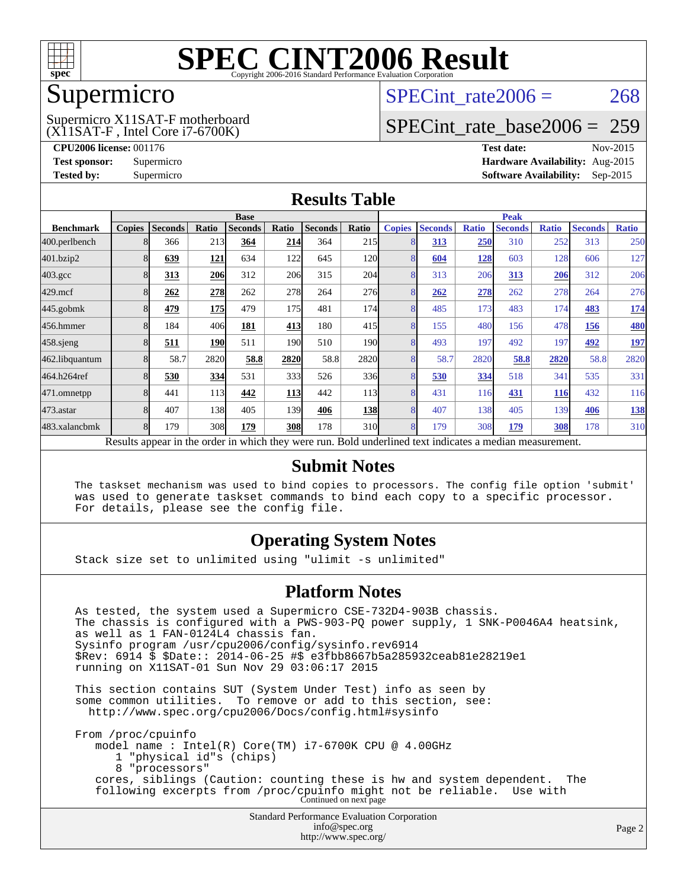# SPEC CINT2006 Result

Copyright 2006-2016 Standard Performance Evaluation Corporation

## Supermicro

Supermicro X11SAT-F motherboard
(X11SAT-F , Intel Core i7-6700K)

SPECint_rate2006 = 268

SPECint_rate_base2006 = 259

**CPU2006 license:** 001176
**Test sponsor:** Supermicro
**Tested by:** Supermicro

**Test date:** Nov-2015
**Hardware Availability:** Aug-2015
**Software Availability:** Sep-2015

## Results Table

| | Base | | | | | | | Peak | | | | | | |
|---|---|---|---|---|---|---|---|---|---|---|---|---|---|---|
| **Benchmark** | **Copies** | **Seconds** | **Ratio** | **Seconds** | **Ratio** | **Seconds** | **Ratio** | **Copies** | **Seconds** | **Ratio** | **Seconds** | **Ratio** | **Seconds** | **Ratio** |
| 400.perlbench | 8 | 366 | 213 | **364** | **214** | 364 | 215 | 8 | **313** | **250** | 310 | 252 | 313 | 250 |
| 401.bzip2 | 8 | **639** | **121** | 634 | 122 | 645 | 120 | 8 | **604** | **128** | 603 | 128 | 606 | 127 |
| 403.gcc | 8 | **313** | **206** | 312 | 206 | 315 | 204 | 8 | 313 | 206 | **313** | **206** | 312 | 206 |
| 429.mcf | 8 | **262** | **278** | 262 | 278 | 264 | 276 | 8 | **262** | **278** | 262 | 278 | 264 | 276 |
| 445.gobmk | 8 | **479** | **175** | 479 | 175 | 481 | 174 | 8 | 485 | 173 | 483 | 174 | **483** | **174** |
| 456.hmmer | 8 | 184 | 406 | **181** | **413** | 180 | 415 | 8 | 155 | 480 | 156 | 478 | **156** | **480** |
| 458.sjeng | 8 | **511** | **190** | 511 | 190 | 510 | 190 | 8 | 493 | 197 | 492 | 197 | **492** | **197** |
| 462.libquantum | 8 | 58.7 | 2820 | **58.8** | **2820** | 58.8 | 2820 | 8 | 58.7 | 2820 | **58.8** | **2820** | 58.8 | 2820 |
| 464.h264ref | 8 | **530** | **334** | 531 | 333 | 526 | 336 | 8 | **530** | **334** | 518 | 341 | 535 | 331 |
| 471.omnetpp | 8 | 441 | 113 | **442** | **113** | 442 | 113 | 8 | 431 | 116 | **431** | **116** | 432 | 116 |
| 473.astar | 8 | 407 | 138 | 405 | 139 | **406** | **138** | 8 | 407 | 138 | 405 | 139 | **406** | **138** |
| 483.xalancbmk | 8 | 179 | 308 | **179** | **308** | 178 | 310 | 8 | 179 | 308 | **179** | **308** | 178 | 310 |

Results appear in the order in which they were run. Bold underlined text indicates a median measurement.

## Submit Notes

```
The taskset mechanism was used to bind copies to processors. The config file option 'submit'
was used to generate taskset commands to bind each copy to a specific processor.
For details, please see the config file.
```

## Operating System Notes

```
Stack size set to unlimited using "ulimit -s unlimited"
```

## Platform Notes

```
As tested, the system used a Supermicro CSE-732D4-903B chassis.
The chassis is configured with a PWS-903-PQ power supply, 1 SNK-P0046A4 heatsink,
as well as 1 FAN-0124L4 chassis fan.
Sysinfo program /usr/cpu2006/config/sysinfo.rev6914
$Rev: 6914 $ $Date:: 2014-06-25 #$ e3fbb8667b5a285932ceab81e28219e1
running on X11SAT-01 Sun Nov 29 03:06:17 2015

This section contains SUT (System Under Test) info as seen by
some common utilities.  To remove or add to this section, see:
  http://www.spec.org/cpu2006/Docs/config.html#sysinfo

From /proc/cpuinfo
   model name : Intel(R) Core(TM) i7-6700K CPU @ 4.00GHz
      1 "physical id"s (chips)
      8 "processors"
   cores, siblings (Caution: counting these is hw and system dependent.  The
   following excerpts from /proc/cpuinfo might not be reliable.  Use with
```

Continued on next page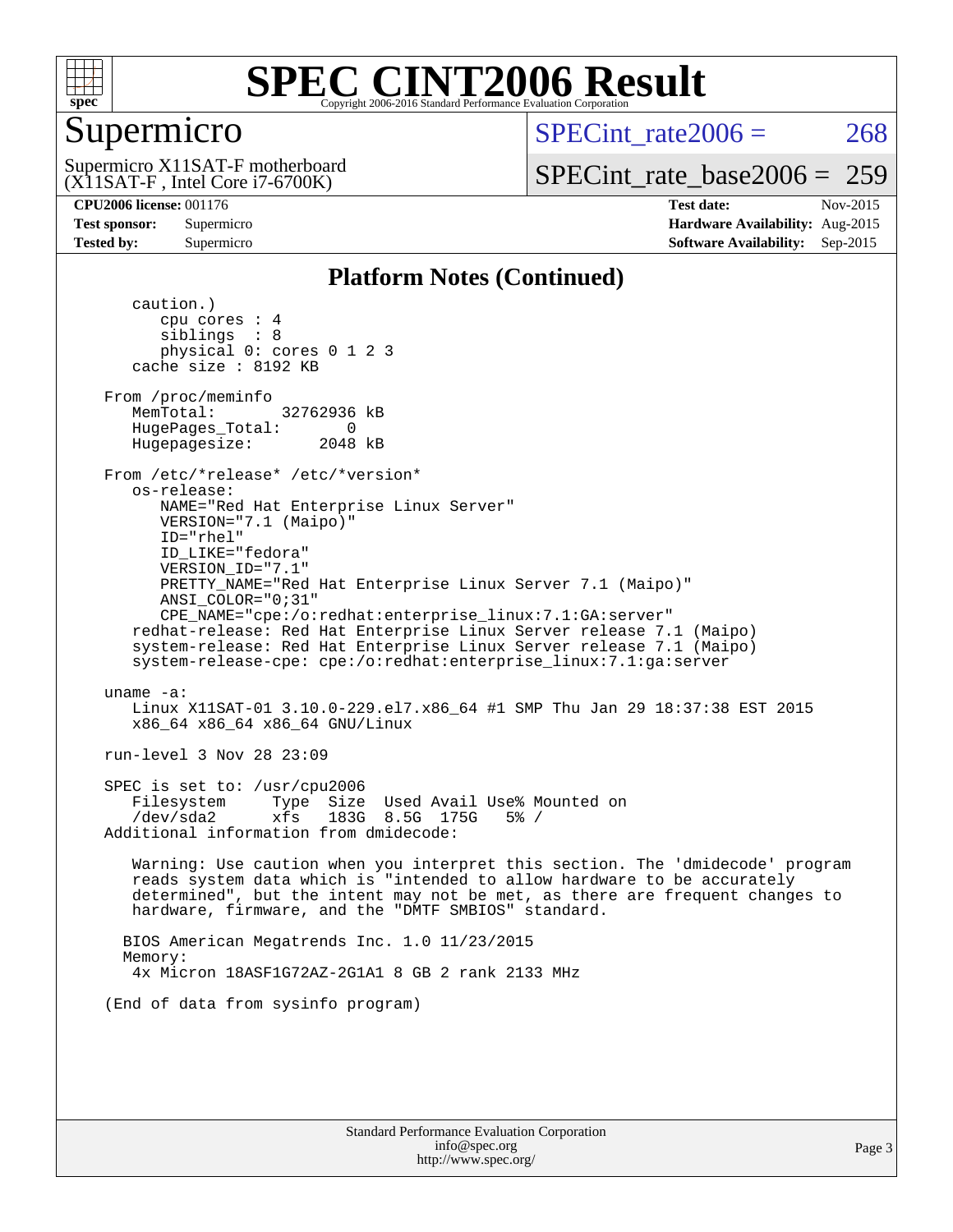# SPEC CINT2006 Result

## Supermicro

Supermicro X11SAT-F motherboard
(X11SAT-F , Intel Core i7-6700K)

SPECint_rate2006 = 268

SPECint_rate_base2006 = 259

**CPU2006 license:** 001176
**Test sponsor:** Supermicro
**Tested by:** Supermicro

**Test date:** Nov-2015
**Hardware Availability:** Aug-2015
**Software Availability:** Sep-2015

### Platform Notes (Continued)

```
      caution.)
         cpu cores : 4
         siblings  : 8
         physical 0: cores 0 1 2 3
      cache size : 8192 KB

   From /proc/meminfo
      MemTotal:       32762936 kB
      HugePages_Total:       0
      Hugepagesize:       2048 kB

   From /etc/*release* /etc/*version*
      os-release:
         NAME="Red Hat Enterprise Linux Server"
         VERSION="7.1 (Maipo)"
         ID="rhel"
         ID_LIKE="fedora"
         VERSION_ID="7.1"
         PRETTY_NAME="Red Hat Enterprise Linux Server 7.1 (Maipo)"
         ANSI_COLOR="0;31"
         CPE_NAME="cpe:/o:redhat:enterprise_linux:7.1:GA:server"
      redhat-release: Red Hat Enterprise Linux Server release 7.1 (Maipo)
      system-release: Red Hat Enterprise Linux Server release 7.1 (Maipo)
      system-release-cpe: cpe:/o:redhat:enterprise_linux:7.1:ga:server

   uname -a:
      Linux X11SAT-01 3.10.0-229.el7.x86_64 #1 SMP Thu Jan 29 18:37:38 EST 2015
      x86_64 x86_64 x86_64 GNU/Linux

   run-level 3 Nov 28 23:09

   SPEC is set to: /usr/cpu2006
      Filesystem     Type  Size  Used Avail Use% Mounted on
      /dev/sda2      xfs   183G  8.5G  175G   5% /
   Additional information from dmidecode:

      Warning: Use caution when you interpret this section. The 'dmidecode' program
      reads system data which is "intended to allow hardware to be accurately
      determined", but the intent may not be met, as there are frequent changes to
      hardware, firmware, and the "DMTF SMBIOS" standard.

     BIOS American Megatrends Inc. 1.0 11/23/2015
     Memory:
      4x Micron 18ASF1G72AZ-2G1A1 8 GB 2 rank 2133 MHz

   (End of data from sysinfo program)
```

Standard Performance Evaluation Corporation
info@spec.org
http://www.spec.org/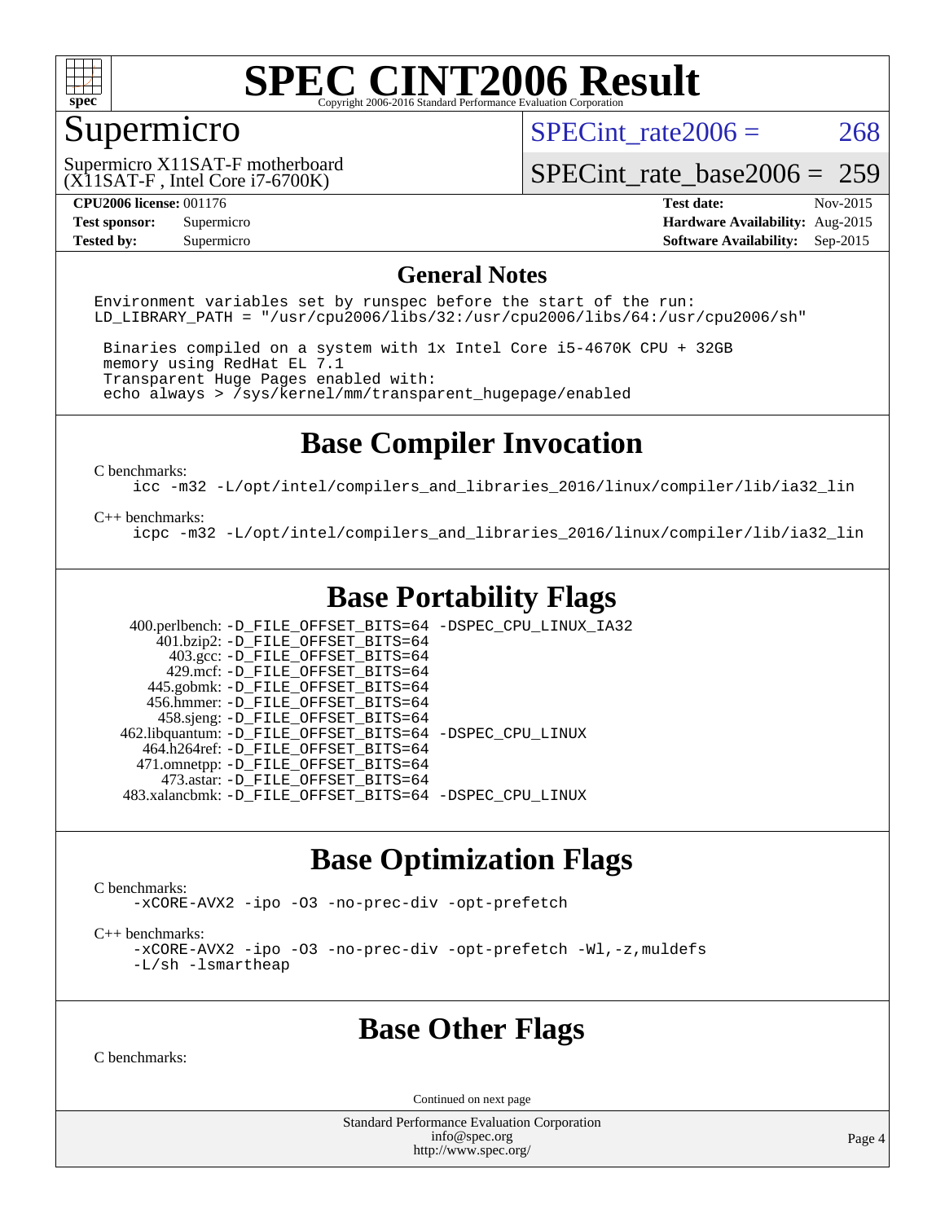# SPEC CINT2006 Result

Copyright 2006-2016 Standard Performance Evaluation Corporation

## Supermicro

Supermicro X11SAT-F motherboard
(X11SAT-F , Intel Core i7-6700K)

SPECint_rate2006 = 268

SPECint_rate_base2006 = 259

**CPU2006 license:** 001176
**Test sponsor:** Supermicro
**Tested by:** Supermicro

**Test date:** Nov-2015
**Hardware Availability:** Aug-2015
**Software Availability:** Sep-2015

## General Notes

```
Environment variables set by runspec before the start of the run:
LD_LIBRARY_PATH = "/usr/cpu2006/libs/32:/usr/cpu2006/libs/64:/usr/cpu2006/sh"

 Binaries compiled on a system with 1x Intel Core i5-4670K CPU + 32GB
 memory using RedHat EL 7.1
 Transparent Huge Pages enabled with:
 echo always > /sys/kernel/mm/transparent_hugepage/enabled
```

## Base Compiler Invocation

C benchmarks:
```
icc -m32 -L/opt/intel/compilers_and_libraries_2016/linux/compiler/lib/ia32_lin
```

C++ benchmarks:
```
icpc -m32 -L/opt/intel/compilers_and_libraries_2016/linux/compiler/lib/ia32_lin
```

## Base Portability Flags

```
  400.perlbench: -D_FILE_OFFSET_BITS=64 -DSPEC_CPU_LINUX_IA32
      401.bzip2: -D_FILE_OFFSET_BITS=64
        403.gcc: -D_FILE_OFFSET_BITS=64
        429.mcf: -D_FILE_OFFSET_BITS=64
      445.gobmk: -D_FILE_OFFSET_BITS=64
     456.hmmer: -D_FILE_OFFSET_BITS=64
      458.sjeng: -D_FILE_OFFSET_BITS=64
462.libquantum: -D_FILE_OFFSET_BITS=64 -DSPEC_CPU_LINUX
    464.h264ref: -D_FILE_OFFSET_BITS=64
   471.omnetpp: -D_FILE_OFFSET_BITS=64
      473.astar: -D_FILE_OFFSET_BITS=64
483.xalancbmk: -D_FILE_OFFSET_BITS=64 -DSPEC_CPU_LINUX
```

## Base Optimization Flags

C benchmarks:
```
-xCORE-AVX2 -ipo -O3 -no-prec-div -opt-prefetch
```

C++ benchmarks:
```
-xCORE-AVX2 -ipo -O3 -no-prec-div -opt-prefetch -Wl,-z,muldefs
-L/sh -lsmartheap
```

## Base Other Flags

C benchmarks:

Continued on next page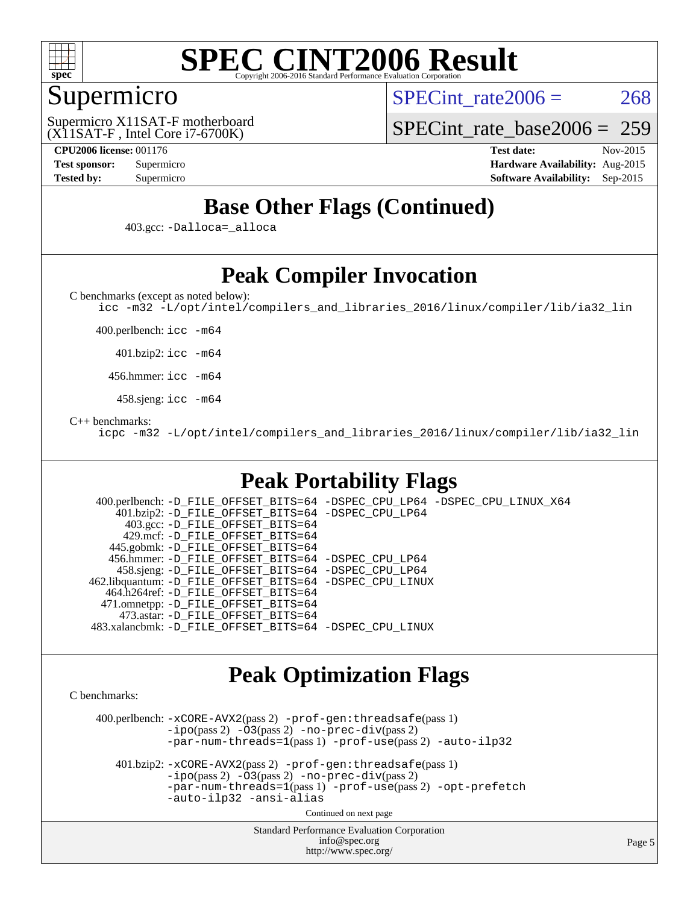# SPEC CINT2006 Result

Copyright 2006-2016 Standard Performance Evaluation Corporation

## Supermicro

Supermicro X11SAT-F motherboard
(X11SAT-F , Intel Core i7-6700K)

SPECint_rate2006 = 268

SPECint_rate_base2006 = 259

**CPU2006 license:** 001176
**Test sponsor:** Supermicro
**Tested by:** Supermicro

**Test date:** Nov-2015
**Hardware Availability:** Aug-2015
**Software Availability:** Sep-2015

## Base Other Flags (Continued)

403.gcc: `-Dalloca=_alloca`

## Peak Compiler Invocation

C benchmarks (except as noted below):
`icc -m32 -L/opt/intel/compilers_and_libraries_2016/linux/compiler/lib/ia32_lin`

400.perlbench: `icc -m64`

401.bzip2: `icc -m64`

456.hmmer: `icc -m64`

458.sjeng: `icc -m64`

C++ benchmarks:
`icpc -m32 -L/opt/intel/compilers_and_libraries_2016/linux/compiler/lib/ia32_lin`

## Peak Portability Flags

400.perlbench: `-D_FILE_OFFSET_BITS=64 -DSPEC_CPU_LP64 -DSPEC_CPU_LINUX_X64`
401.bzip2: `-D_FILE_OFFSET_BITS=64 -DSPEC_CPU_LP64`
403.gcc: `-D_FILE_OFFSET_BITS=64`
429.mcf: `-D_FILE_OFFSET_BITS=64`
445.gobmk: `-D_FILE_OFFSET_BITS=64`
456.hmmer: `-D_FILE_OFFSET_BITS=64 -DSPEC_CPU_LP64`
458.sjeng: `-D_FILE_OFFSET_BITS=64 -DSPEC_CPU_LP64`
462.libquantum: `-D_FILE_OFFSET_BITS=64 -DSPEC_CPU_LINUX`
464.h264ref: `-D_FILE_OFFSET_BITS=64`
471.omnetpp: `-D_FILE_OFFSET_BITS=64`
473.astar: `-D_FILE_OFFSET_BITS=64`
483.xalancbmk: `-D_FILE_OFFSET_BITS=64 -DSPEC_CPU_LINUX`

## Peak Optimization Flags

C benchmarks:

400.perlbench: `-xCORE-AVX2`(pass 2) `-prof-gen:threadsafe`(pass 1) `-ipo`(pass 2) `-O3`(pass 2) `-no-prec-div`(pass 2) `-par-num-threads=1`(pass 1) `-prof-use`(pass 2) `-auto-ilp32`

401.bzip2: `-xCORE-AVX2`(pass 2) `-prof-gen:threadsafe`(pass 1) `-ipo`(pass 2) `-O3`(pass 2) `-no-prec-div`(pass 2) `-par-num-threads=1`(pass 1) `-prof-use`(pass 2) `-opt-prefetch` `-auto-ilp32` `-ansi-alias`

Continued on next page

Standard Performance Evaluation Corporation
info@spec.org
http://www.spec.org/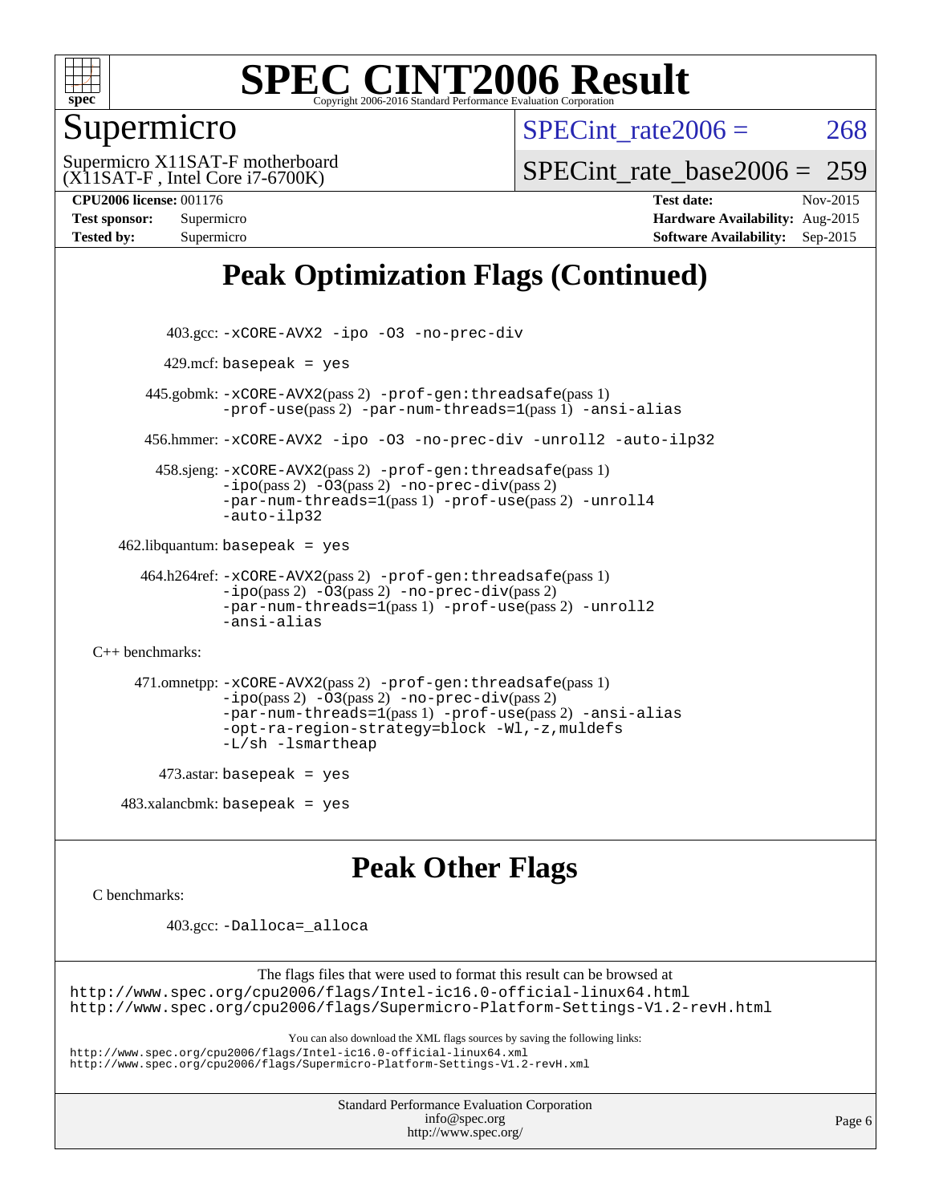# Peak Optimization Flags (Continued)

403.gcc: -xCORE-AVX2 -ipo -O3 -no-prec-div

429.mcf: basepeak = yes

445.gobmk: -xCORE-AVX2(pass 2) -prof-gen:threadsafe(pass 1) -prof-use(pass 2) -par-num-threads=1(pass 1) -ansi-alias

456.hmmer: -xCORE-AVX2 -ipo -O3 -no-prec-div -unroll2 -auto-ilp32

458.sjeng: -xCORE-AVX2(pass 2) -prof-gen:threadsafe(pass 1) -ipo(pass 2) -O3(pass 2) -no-prec-div(pass 2) -par-num-threads=1(pass 1) -prof-use(pass 2) -unroll4 -auto-ilp32

462.libquantum: basepeak = yes

464.h264ref: -xCORE-AVX2(pass 2) -prof-gen:threadsafe(pass 1) -ipo(pass 2) -O3(pass 2) -no-prec-div(pass 2) -par-num-threads=1(pass 1) -prof-use(pass 2) -unroll2 -ansi-alias

C++ benchmarks:

471.omnetpp: -xCORE-AVX2(pass 2) -prof-gen:threadsafe(pass 1) -ipo(pass 2) -O3(pass 2) -no-prec-div(pass 2) -par-num-threads=1(pass 1) -prof-use(pass 2) -ansi-alias -opt-ra-region-strategy=block -Wl,-z,muldefs -L/sh -lsmartheap

473.astar: basepeak = yes

483.xalancbmk: basepeak = yes

# Peak Other Flags

C benchmarks:

403.gcc: -Dalloca=_alloca

The flags files that were used to format this result can be browsed at
http://www.spec.org/cpu2006/flags/Intel-ic16.0-official-linux64.html
http://www.spec.org/cpu2006/flags/Supermicro-Platform-Settings-V1.2-revH.html

You can also download the XML flags sources by saving the following links:
http://www.spec.org/cpu2006/flags/Intel-ic16.0-official-linux64.xml
http://www.spec.org/cpu2006/flags/Supermicro-Platform-Settings-V1.2-revH.xml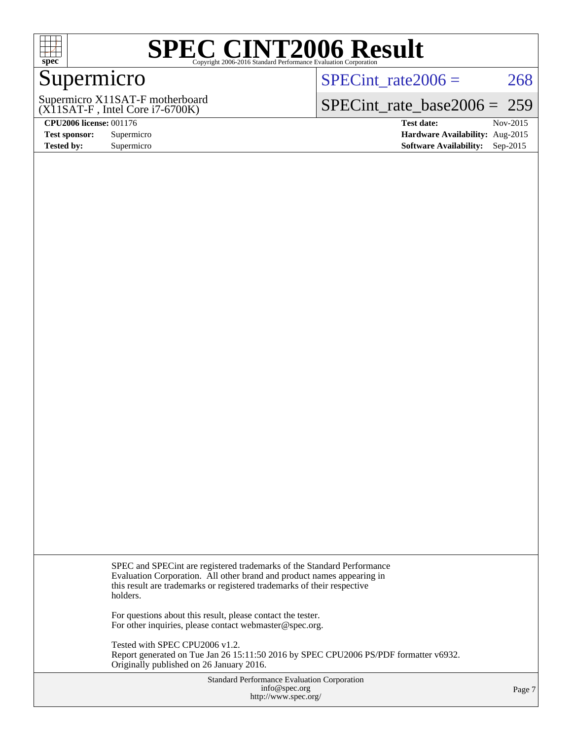SPEC and SPECint are registered trademarks of the Standard Performance Evaluation Corporation. All other brand and product names appearing in this result are trademarks or registered trademarks of their respective holders.

For questions about this result, please contact the tester. For other inquiries, please contact webmaster@spec.org.

Tested with SPEC CPU2006 v1.2.
Report generated on Tue Jan 26 15:11:50 2016 by SPEC CPU2006 PS/PDF formatter v6932.
Originally published on 26 January 2016.